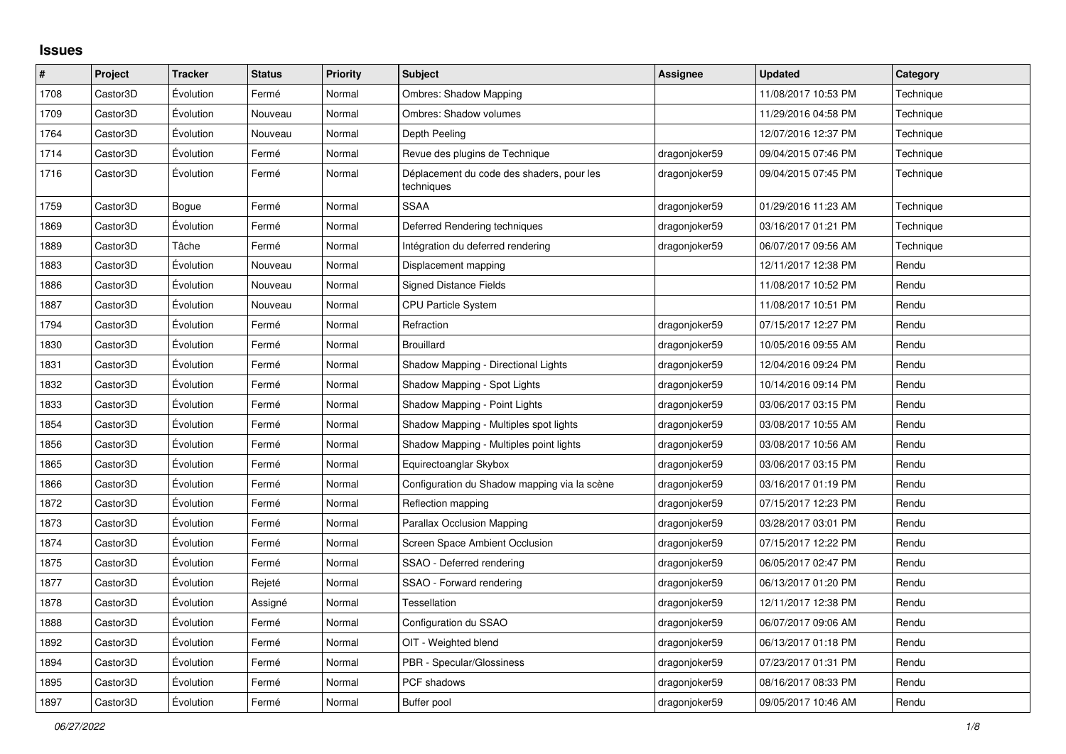## Issues

| # | Project | Tracker | Status | Priority | Subject | Assignee | Updated | Category |
|---|---|---|---|---|---|---|---|---|
| 1708 | Castor3D | Évolution | Fermé | Normal | Ombres: Shadow Mapping | | 11/08/2017 10:53 PM | Technique |
| 1709 | Castor3D | Évolution | Nouveau | Normal | Ombres: Shadow volumes | | 11/29/2016 04:58 PM | Technique |
| 1764 | Castor3D | Évolution | Nouveau | Normal | Depth Peeling | | 12/07/2016 12:37 PM | Technique |
| 1714 | Castor3D | Évolution | Fermé | Normal | Revue des plugins de Technique | dragonjoker59 | 09/04/2015 07:46 PM | Technique |
| 1716 | Castor3D | Évolution | Fermé | Normal | Déplacement du code des shaders, pour les techniques | dragonjoker59 | 09/04/2015 07:45 PM | Technique |
| 1759 | Castor3D | Bogue | Fermé | Normal | SSAA | dragonjoker59 | 01/29/2016 11:23 AM | Technique |
| 1869 | Castor3D | Évolution | Fermé | Normal | Deferred Rendering techniques | dragonjoker59 | 03/16/2017 01:21 PM | Technique |
| 1889 | Castor3D | Tâche | Fermé | Normal | Intégration du deferred rendering | dragonjoker59 | 06/07/2017 09:56 AM | Technique |
| 1883 | Castor3D | Évolution | Nouveau | Normal | Displacement mapping | | 12/11/2017 12:38 PM | Rendu |
| 1886 | Castor3D | Évolution | Nouveau | Normal | Signed Distance Fields | | 11/08/2017 10:52 PM | Rendu |
| 1887 | Castor3D | Évolution | Nouveau | Normal | CPU Particle System | | 11/08/2017 10:51 PM | Rendu |
| 1794 | Castor3D | Évolution | Fermé | Normal | Refraction | dragonjoker59 | 07/15/2017 12:27 PM | Rendu |
| 1830 | Castor3D | Évolution | Fermé | Normal | Brouillard | dragonjoker59 | 10/05/2016 09:55 AM | Rendu |
| 1831 | Castor3D | Évolution | Fermé | Normal | Shadow Mapping - Directional Lights | dragonjoker59 | 12/04/2016 09:24 PM | Rendu |
| 1832 | Castor3D | Évolution | Fermé | Normal | Shadow Mapping - Spot Lights | dragonjoker59 | 10/14/2016 09:14 PM | Rendu |
| 1833 | Castor3D | Évolution | Fermé | Normal | Shadow Mapping - Point Lights | dragonjoker59 | 03/06/2017 03:15 PM | Rendu |
| 1854 | Castor3D | Évolution | Fermé | Normal | Shadow Mapping - Multiples spot lights | dragonjoker59 | 03/08/2017 10:55 AM | Rendu |
| 1856 | Castor3D | Évolution | Fermé | Normal | Shadow Mapping - Multiples point lights | dragonjoker59 | 03/08/2017 10:56 AM | Rendu |
| 1865 | Castor3D | Évolution | Fermé | Normal | Equirectoanglar Skybox | dragonjoker59 | 03/06/2017 03:15 PM | Rendu |
| 1866 | Castor3D | Évolution | Fermé | Normal | Configuration du Shadow mapping via la scène | dragonjoker59 | 03/16/2017 01:19 PM | Rendu |
| 1872 | Castor3D | Évolution | Fermé | Normal | Reflection mapping | dragonjoker59 | 07/15/2017 12:23 PM | Rendu |
| 1873 | Castor3D | Évolution | Fermé | Normal | Parallax Occlusion Mapping | dragonjoker59 | 03/28/2017 03:01 PM | Rendu |
| 1874 | Castor3D | Évolution | Fermé | Normal | Screen Space Ambient Occlusion | dragonjoker59 | 07/15/2017 12:22 PM | Rendu |
| 1875 | Castor3D | Évolution | Fermé | Normal | SSAO - Deferred rendering | dragonjoker59 | 06/05/2017 02:47 PM | Rendu |
| 1877 | Castor3D | Évolution | Rejeté | Normal | SSAO - Forward rendering | dragonjoker59 | 06/13/2017 01:20 PM | Rendu |
| 1878 | Castor3D | Évolution | Assigné | Normal | Tessellation | dragonjoker59 | 12/11/2017 12:38 PM | Rendu |
| 1888 | Castor3D | Évolution | Fermé | Normal | Configuration du SSAO | dragonjoker59 | 06/07/2017 09:06 AM | Rendu |
| 1892 | Castor3D | Évolution | Fermé | Normal | OIT - Weighted blend | dragonjoker59 | 06/13/2017 01:18 PM | Rendu |
| 1894 | Castor3D | Évolution | Fermé | Normal | PBR - Specular/Glossiness | dragonjoker59 | 07/23/2017 01:31 PM | Rendu |
| 1895 | Castor3D | Évolution | Fermé | Normal | PCF shadows | dragonjoker59 | 08/16/2017 08:33 PM | Rendu |
| 1897 | Castor3D | Évolution | Fermé | Normal | Buffer pool | dragonjoker59 | 09/05/2017 10:46 AM | Rendu |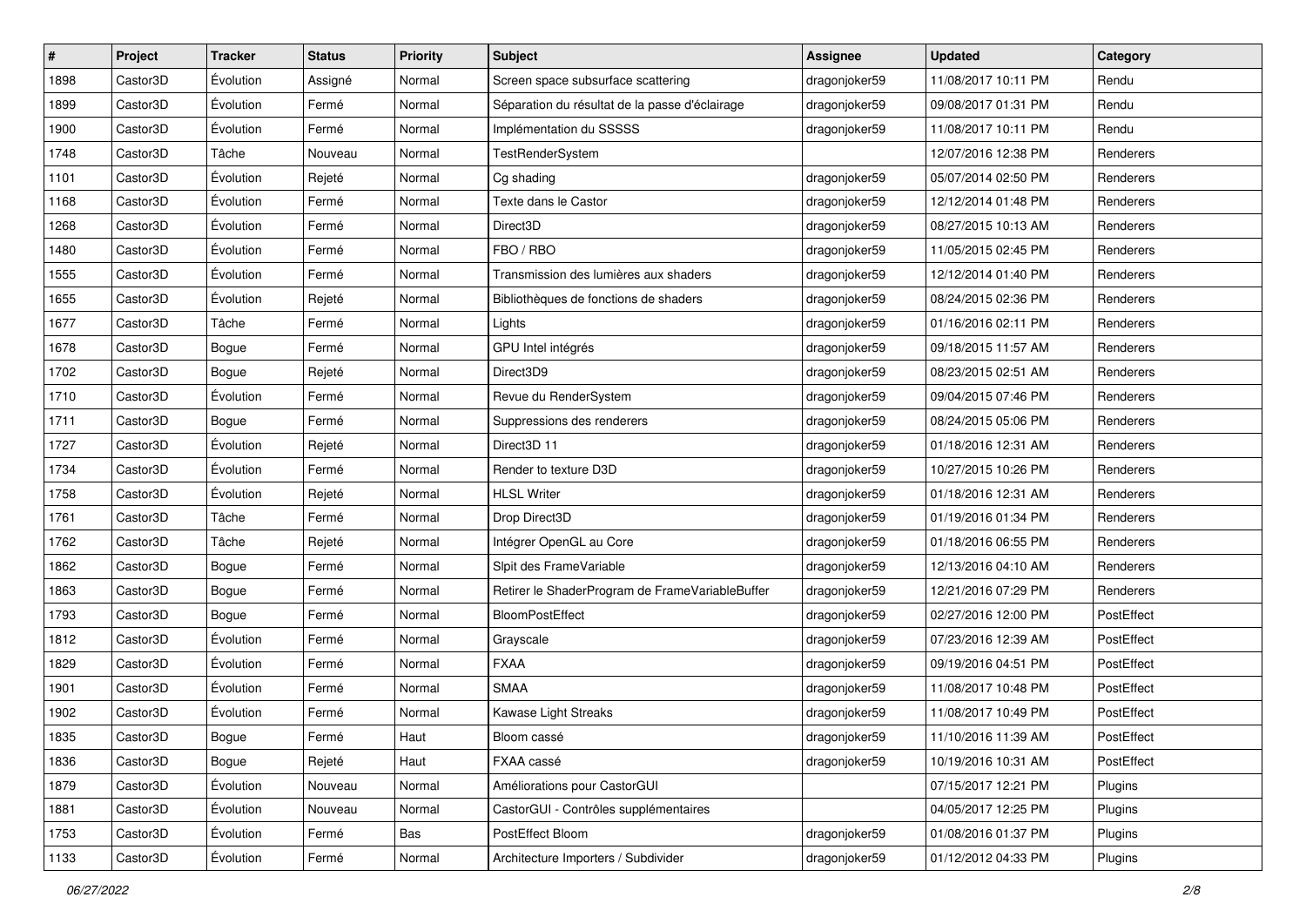| # | Project | Tracker | Status | Priority | Subject | Assignee | Updated | Category |
|---|---|---|---|---|---|---|---|---|
| 1898 | Castor3D | Évolution | Assigné | Normal | Screen space subsurface scattering | dragonjoker59 | 11/08/2017 10:11 PM | Rendu |
| 1899 | Castor3D | Évolution | Fermé | Normal | Séparation du résultat de la passe d'éclairage | dragonjoker59 | 09/08/2017 01:31 PM | Rendu |
| 1900 | Castor3D | Évolution | Fermé | Normal | Implémentation du SSSSS | dragonjoker59 | 11/08/2017 10:11 PM | Rendu |
| 1748 | Castor3D | Tâche | Nouveau | Normal | TestRenderSystem | | 12/07/2016 12:38 PM | Renderers |
| 1101 | Castor3D | Évolution | Rejeté | Normal | Cg shading | dragonjoker59 | 05/07/2014 02:50 PM | Renderers |
| 1168 | Castor3D | Évolution | Fermé | Normal | Texte dans le Castor | dragonjoker59 | 12/12/2014 01:48 PM | Renderers |
| 1268 | Castor3D | Évolution | Fermé | Normal | Direct3D | dragonjoker59 | 08/27/2015 10:13 AM | Renderers |
| 1480 | Castor3D | Évolution | Fermé | Normal | FBO / RBO | dragonjoker59 | 11/05/2015 02:45 PM | Renderers |
| 1555 | Castor3D | Évolution | Fermé | Normal | Transmission des lumières aux shaders | dragonjoker59 | 12/12/2014 01:40 PM | Renderers |
| 1655 | Castor3D | Évolution | Rejeté | Normal | Bibliothèques de fonctions de shaders | dragonjoker59 | 08/24/2015 02:36 PM | Renderers |
| 1677 | Castor3D | Tâche | Fermé | Normal | Lights | dragonjoker59 | 01/16/2016 02:11 PM | Renderers |
| 1678 | Castor3D | Bogue | Fermé | Normal | GPU Intel intégrés | dragonjoker59 | 09/18/2015 11:57 AM | Renderers |
| 1702 | Castor3D | Bogue | Rejeté | Normal | Direct3D9 | dragonjoker59 | 08/23/2015 02:51 AM | Renderers |
| 1710 | Castor3D | Évolution | Fermé | Normal | Revue du RenderSystem | dragonjoker59 | 09/04/2015 07:46 PM | Renderers |
| 1711 | Castor3D | Bogue | Fermé | Normal | Suppressions des renderers | dragonjoker59 | 08/24/2015 05:06 PM | Renderers |
| 1727 | Castor3D | Évolution | Rejeté | Normal | Direct3D 11 | dragonjoker59 | 01/18/2016 12:31 AM | Renderers |
| 1734 | Castor3D | Évolution | Fermé | Normal | Render to texture D3D | dragonjoker59 | 10/27/2015 10:26 PM | Renderers |
| 1758 | Castor3D | Évolution | Rejeté | Normal | HLSL Writer | dragonjoker59 | 01/18/2016 12:31 AM | Renderers |
| 1761 | Castor3D | Tâche | Fermé | Normal | Drop Direct3D | dragonjoker59 | 01/19/2016 01:34 PM | Renderers |
| 1762 | Castor3D | Tâche | Rejeté | Normal | Intégrer OpenGL au Core | dragonjoker59 | 01/18/2016 06:55 PM | Renderers |
| 1862 | Castor3D | Bogue | Fermé | Normal | Slpit des FrameVariable | dragonjoker59 | 12/13/2016 04:10 AM | Renderers |
| 1863 | Castor3D | Bogue | Fermé | Normal | Retirer le ShaderProgram de FrameVariableBuffer | dragonjoker59 | 12/21/2016 07:29 PM | Renderers |
| 1793 | Castor3D | Bogue | Fermé | Normal | BloomPostEffect | dragonjoker59 | 02/27/2016 12:00 PM | PostEffect |
| 1812 | Castor3D | Évolution | Fermé | Normal | Grayscale | dragonjoker59 | 07/23/2016 12:39 AM | PostEffect |
| 1829 | Castor3D | Évolution | Fermé | Normal | FXAA | dragonjoker59 | 09/19/2016 04:51 PM | PostEffect |
| 1901 | Castor3D | Évolution | Fermé | Normal | SMAA | dragonjoker59 | 11/08/2017 10:48 PM | PostEffect |
| 1902 | Castor3D | Évolution | Fermé | Normal | Kawase Light Streaks | dragonjoker59 | 11/08/2017 10:49 PM | PostEffect |
| 1835 | Castor3D | Bogue | Fermé | Haut | Bloom cassé | dragonjoker59 | 11/10/2016 11:39 AM | PostEffect |
| 1836 | Castor3D | Bogue | Rejeté | Haut | FXAA cassé | dragonjoker59 | 10/19/2016 10:31 AM | PostEffect |
| 1879 | Castor3D | Évolution | Nouveau | Normal | Améliorations pour CastorGUI | | 07/15/2017 12:21 PM | Plugins |
| 1881 | Castor3D | Évolution | Nouveau | Normal | CastorGUI - Contrôles supplémentaires | | 04/05/2017 12:25 PM | Plugins |
| 1753 | Castor3D | Évolution | Fermé | Bas | PostEffect Bloom | dragonjoker59 | 01/08/2016 01:37 PM | Plugins |
| 1133 | Castor3D | Évolution | Fermé | Normal | Architecture Importers / Subdivider | dragonjoker59 | 01/12/2012 04:33 PM | Plugins |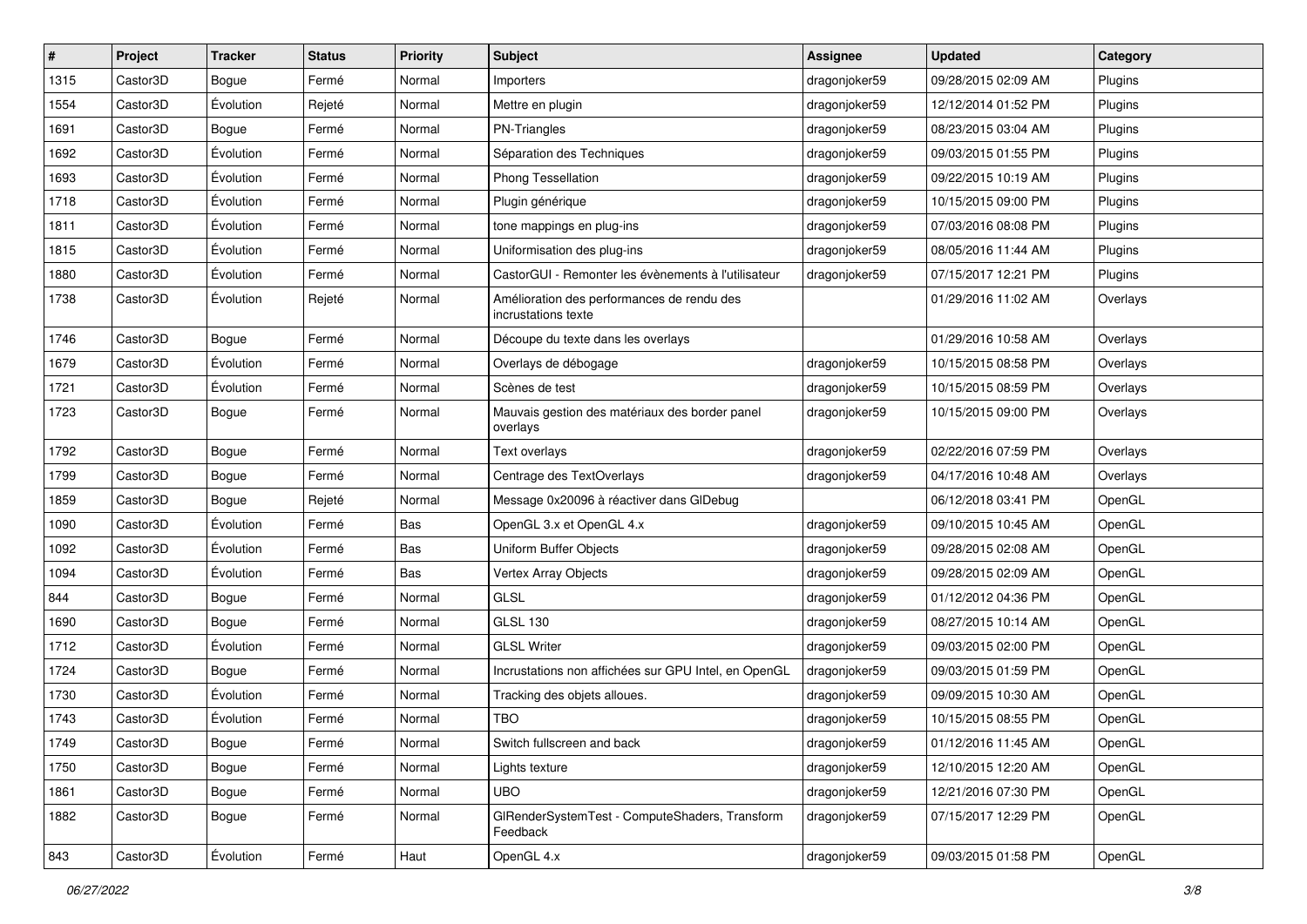| # | Project | Tracker | Status | Priority | Subject | Assignee | Updated | Category |
|---|---|---|---|---|---|---|---|---|
| 1315 | Castor3D | Bogue | Fermé | Normal | Importers | dragonjoker59 | 09/28/2015 02:09 AM | Plugins |
| 1554 | Castor3D | Évolution | Rejeté | Normal | Mettre en plugin | dragonjoker59 | 12/12/2014 01:52 PM | Plugins |
| 1691 | Castor3D | Bogue | Fermé | Normal | PN-Triangles | dragonjoker59 | 08/23/2015 03:04 AM | Plugins |
| 1692 | Castor3D | Évolution | Fermé | Normal | Séparation des Techniques | dragonjoker59 | 09/03/2015 01:55 PM | Plugins |
| 1693 | Castor3D | Évolution | Fermé | Normal | Phong Tessellation | dragonjoker59 | 09/22/2015 10:19 AM | Plugins |
| 1718 | Castor3D | Évolution | Fermé | Normal | Plugin générique | dragonjoker59 | 10/15/2015 09:00 PM | Plugins |
| 1811 | Castor3D | Évolution | Fermé | Normal | tone mappings en plug-ins | dragonjoker59 | 07/03/2016 08:08 PM | Plugins |
| 1815 | Castor3D | Évolution | Fermé | Normal | Uniformisation des plug-ins | dragonjoker59 | 08/05/2016 11:44 AM | Plugins |
| 1880 | Castor3D | Évolution | Fermé | Normal | CastorGUI - Remonter les évènements à l'utilisateur | dragonjoker59 | 07/15/2017 12:21 PM | Plugins |
| 1738 | Castor3D | Évolution | Rejeté | Normal | Amélioration des performances de rendu des incrustations texte | | 01/29/2016 11:02 AM | Overlays |
| 1746 | Castor3D | Bogue | Fermé | Normal | Découpe du texte dans les overlays | | 01/29/2016 10:58 AM | Overlays |
| 1679 | Castor3D | Évolution | Fermé | Normal | Overlays de débogage | dragonjoker59 | 10/15/2015 08:58 PM | Overlays |
| 1721 | Castor3D | Évolution | Fermé | Normal | Scènes de test | dragonjoker59 | 10/15/2015 08:59 PM | Overlays |
| 1723 | Castor3D | Bogue | Fermé | Normal | Mauvais gestion des matériaux des border panel overlays | dragonjoker59 | 10/15/2015 09:00 PM | Overlays |
| 1792 | Castor3D | Bogue | Fermé | Normal | Text overlays | dragonjoker59 | 02/22/2016 07:59 PM | Overlays |
| 1799 | Castor3D | Bogue | Fermé | Normal | Centrage des TextOverlays | dragonjoker59 | 04/17/2016 10:48 AM | Overlays |
| 1859 | Castor3D | Bogue | Rejeté | Normal | Message 0x20096 à réactiver dans GlDebug | | 06/12/2018 03:41 PM | OpenGL |
| 1090 | Castor3D | Évolution | Fermé | Bas | OpenGL 3.x et OpenGL 4.x | dragonjoker59 | 09/10/2015 10:45 AM | OpenGL |
| 1092 | Castor3D | Évolution | Fermé | Bas | Uniform Buffer Objects | dragonjoker59 | 09/28/2015 02:08 AM | OpenGL |
| 1094 | Castor3D | Évolution | Fermé | Bas | Vertex Array Objects | dragonjoker59 | 09/28/2015 02:09 AM | OpenGL |
| 844 | Castor3D | Bogue | Fermé | Normal | GLSL | dragonjoker59 | 01/12/2012 04:36 PM | OpenGL |
| 1690 | Castor3D | Bogue | Fermé | Normal | GLSL 130 | dragonjoker59 | 08/27/2015 10:14 AM | OpenGL |
| 1712 | Castor3D | Évolution | Fermé | Normal | GLSL Writer | dragonjoker59 | 09/03/2015 02:00 PM | OpenGL |
| 1724 | Castor3D | Bogue | Fermé | Normal | Incrustations non affichées sur GPU Intel, en OpenGL | dragonjoker59 | 09/03/2015 01:59 PM | OpenGL |
| 1730 | Castor3D | Évolution | Fermé | Normal | Tracking des objets alloues. | dragonjoker59 | 09/09/2015 10:30 AM | OpenGL |
| 1743 | Castor3D | Évolution | Fermé | Normal | TBO | dragonjoker59 | 10/15/2015 08:55 PM | OpenGL |
| 1749 | Castor3D | Bogue | Fermé | Normal | Switch fullscreen and back | dragonjoker59 | 01/12/2016 11:45 AM | OpenGL |
| 1750 | Castor3D | Bogue | Fermé | Normal | Lights texture | dragonjoker59 | 12/10/2015 12:20 AM | OpenGL |
| 1861 | Castor3D | Bogue | Fermé | Normal | UBO | dragonjoker59 | 12/21/2016 07:30 PM | OpenGL |
| 1882 | Castor3D | Bogue | Fermé | Normal | GlRenderSystemTest - ComputeShaders, Transform Feedback | dragonjoker59 | 07/15/2017 12:29 PM | OpenGL |
| 843 | Castor3D | Évolution | Fermé | Haut | OpenGL 4.x | dragonjoker59 | 09/03/2015 01:58 PM | OpenGL |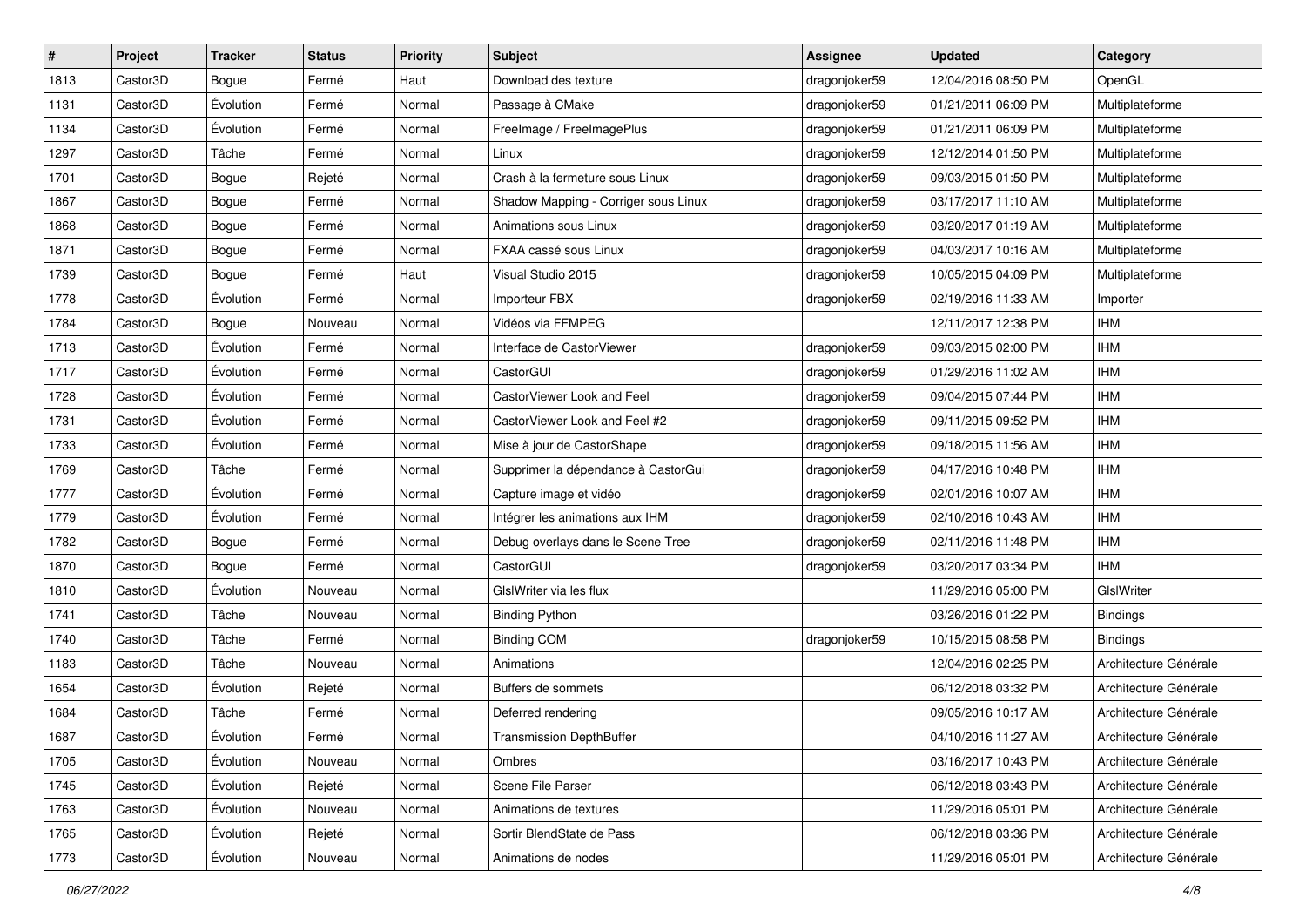| # | Project | Tracker | Status | Priority | Subject | Assignee | Updated | Category |
|---|---|---|---|---|---|---|---|---|
| 1813 | Castor3D | Bogue | Fermé | Haut | Download des texture | dragonjoker59 | 12/04/2016 08:50 PM | OpenGL |
| 1131 | Castor3D | Évolution | Fermé | Normal | Passage à CMake | dragonjoker59 | 01/21/2011 06:09 PM | Multiplateforme |
| 1134 | Castor3D | Évolution | Fermé | Normal | FreeImage / FreeImagePlus | dragonjoker59 | 01/21/2011 06:09 PM | Multiplateforme |
| 1297 | Castor3D | Tâche | Fermé | Normal | Linux | dragonjoker59 | 12/12/2014 01:50 PM | Multiplateforme |
| 1701 | Castor3D | Bogue | Rejeté | Normal | Crash à la fermeture sous Linux | dragonjoker59 | 09/03/2015 01:50 PM | Multiplateforme |
| 1867 | Castor3D | Bogue | Fermé | Normal | Shadow Mapping - Corriger sous Linux | dragonjoker59 | 03/17/2017 11:10 AM | Multiplateforme |
| 1868 | Castor3D | Bogue | Fermé | Normal | Animations sous Linux | dragonjoker59 | 03/20/2017 01:19 AM | Multiplateforme |
| 1871 | Castor3D | Bogue | Fermé | Normal | FXAA cassé sous Linux | dragonjoker59 | 04/03/2017 10:16 AM | Multiplateforme |
| 1739 | Castor3D | Bogue | Fermé | Haut | Visual Studio 2015 | dragonjoker59 | 10/05/2015 04:09 PM | Multiplateforme |
| 1778 | Castor3D | Évolution | Fermé | Normal | Importeur FBX | dragonjoker59 | 02/19/2016 11:33 AM | Importer |
| 1784 | Castor3D | Bogue | Nouveau | Normal | Vidéos via FFMPEG | | 12/11/2017 12:38 PM | IHM |
| 1713 | Castor3D | Évolution | Fermé | Normal | Interface de CastorViewer | dragonjoker59 | 09/03/2015 02:00 PM | IHM |
| 1717 | Castor3D | Évolution | Fermé | Normal | CastorGUI | dragonjoker59 | 01/29/2016 11:02 AM | IHM |
| 1728 | Castor3D | Évolution | Fermé | Normal | CastorViewer Look and Feel | dragonjoker59 | 09/04/2015 07:44 PM | IHM |
| 1731 | Castor3D | Évolution | Fermé | Normal | CastorViewer Look and Feel #2 | dragonjoker59 | 09/11/2015 09:52 PM | IHM |
| 1733 | Castor3D | Évolution | Fermé | Normal | Mise à jour de CastorShape | dragonjoker59 | 09/18/2015 11:56 AM | IHM |
| 1769 | Castor3D | Tâche | Fermé | Normal | Supprimer la dépendance à CastorGui | dragonjoker59 | 04/17/2016 10:48 PM | IHM |
| 1777 | Castor3D | Évolution | Fermé | Normal | Capture image et vidéo | dragonjoker59 | 02/01/2016 10:07 AM | IHM |
| 1779 | Castor3D | Évolution | Fermé | Normal | Intégrer les animations aux IHM | dragonjoker59 | 02/10/2016 10:43 AM | IHM |
| 1782 | Castor3D | Bogue | Fermé | Normal | Debug overlays dans le Scene Tree | dragonjoker59 | 02/11/2016 11:48 PM | IHM |
| 1870 | Castor3D | Bogue | Fermé | Normal | CastorGUI | dragonjoker59 | 03/20/2017 03:34 PM | IHM |
| 1810 | Castor3D | Évolution | Nouveau | Normal | GlslWriter via les flux | | 11/29/2016 05:00 PM | GlslWriter |
| 1741 | Castor3D | Tâche | Nouveau | Normal | Binding Python | | 03/26/2016 01:22 PM | Bindings |
| 1740 | Castor3D | Tâche | Fermé | Normal | Binding COM | dragonjoker59 | 10/15/2015 08:58 PM | Bindings |
| 1183 | Castor3D | Tâche | Nouveau | Normal | Animations | | 12/04/2016 02:25 PM | Architecture Générale |
| 1654 | Castor3D | Évolution | Rejeté | Normal | Buffers de sommets | | 06/12/2018 03:32 PM | Architecture Générale |
| 1684 | Castor3D | Tâche | Fermé | Normal | Deferred rendering | | 09/05/2016 10:17 AM | Architecture Générale |
| 1687 | Castor3D | Évolution | Fermé | Normal | Transmission DepthBuffer | | 04/10/2016 11:27 AM | Architecture Générale |
| 1705 | Castor3D | Évolution | Nouveau | Normal | Ombres | | 03/16/2017 10:43 PM | Architecture Générale |
| 1745 | Castor3D | Évolution | Rejeté | Normal | Scene File Parser | | 06/12/2018 03:43 PM | Architecture Générale |
| 1763 | Castor3D | Évolution | Nouveau | Normal | Animations de textures | | 11/29/2016 05:01 PM | Architecture Générale |
| 1765 | Castor3D | Évolution | Rejeté | Normal | Sortir BlendState de Pass | | 06/12/2018 03:36 PM | Architecture Générale |
| 1773 | Castor3D | Évolution | Nouveau | Normal | Animations de nodes | | 11/29/2016 05:01 PM | Architecture Générale |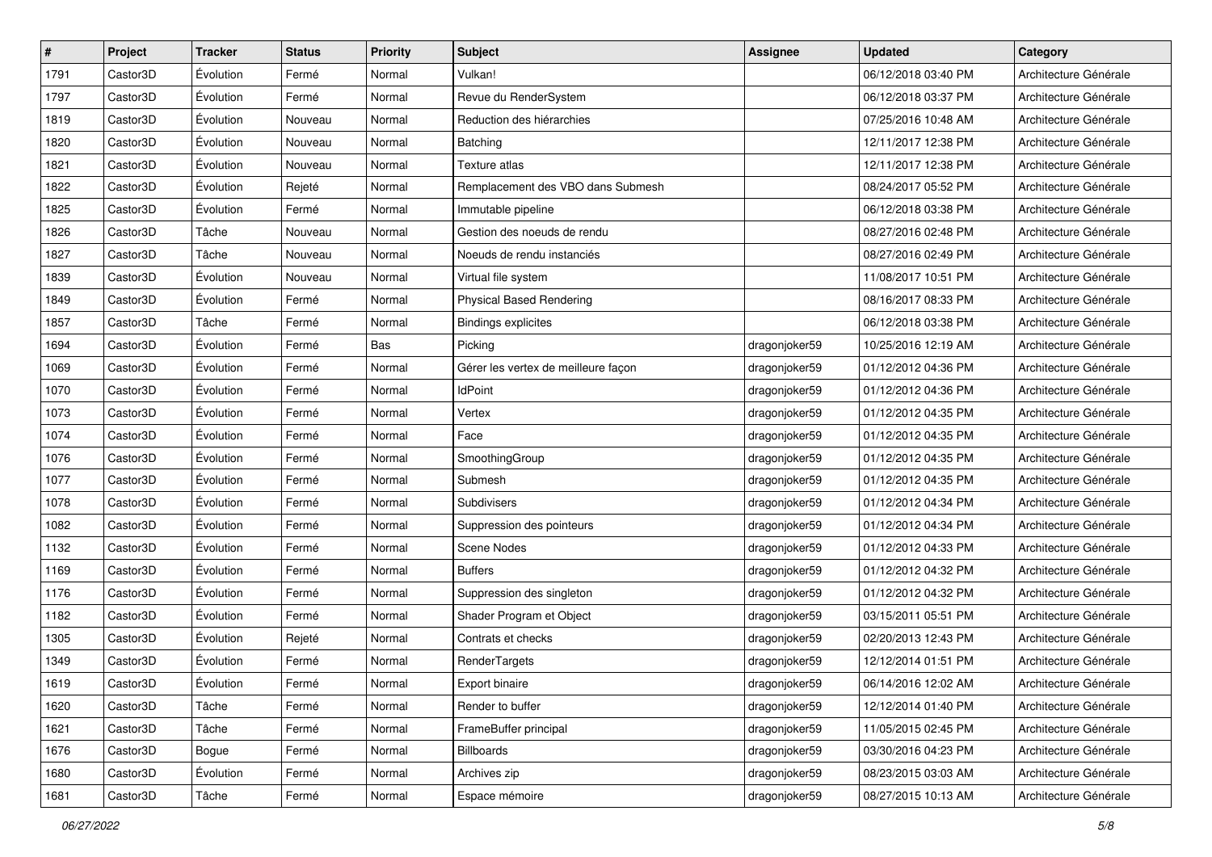| # | Project | Tracker | Status | Priority | Subject | Assignee | Updated | Category |
|---|---|---|---|---|---|---|---|---|
| 1791 | Castor3D | Évolution | Fermé | Normal | Vulkan! | | 06/12/2018 03:40 PM | Architecture Générale |
| 1797 | Castor3D | Évolution | Fermé | Normal | Revue du RenderSystem | | 06/12/2018 03:37 PM | Architecture Générale |
| 1819 | Castor3D | Évolution | Nouveau | Normal | Reduction des hiérarchies | | 07/25/2016 10:48 AM | Architecture Générale |
| 1820 | Castor3D | Évolution | Nouveau | Normal | Batching | | 12/11/2017 12:38 PM | Architecture Générale |
| 1821 | Castor3D | Évolution | Nouveau | Normal | Texture atlas | | 12/11/2017 12:38 PM | Architecture Générale |
| 1822 | Castor3D | Évolution | Rejeté | Normal | Remplacement des VBO dans Submesh | | 08/24/2017 05:52 PM | Architecture Générale |
| 1825 | Castor3D | Évolution | Fermé | Normal | Immutable pipeline | | 06/12/2018 03:38 PM | Architecture Générale |
| 1826 | Castor3D | Tâche | Nouveau | Normal | Gestion des noeuds de rendu | | 08/27/2016 02:48 PM | Architecture Générale |
| 1827 | Castor3D | Tâche | Nouveau | Normal | Noeuds de rendu instanciés | | 08/27/2016 02:49 PM | Architecture Générale |
| 1839 | Castor3D | Évolution | Nouveau | Normal | Virtual file system | | 11/08/2017 10:51 PM | Architecture Générale |
| 1849 | Castor3D | Évolution | Fermé | Normal | Physical Based Rendering | | 08/16/2017 08:33 PM | Architecture Générale |
| 1857 | Castor3D | Tâche | Fermé | Normal | Bindings explicites | | 06/12/2018 03:38 PM | Architecture Générale |
| 1694 | Castor3D | Évolution | Fermé | Bas | Picking | dragonjoker59 | 10/25/2016 12:19 AM | Architecture Générale |
| 1069 | Castor3D | Évolution | Fermé | Normal | Gérer les vertex de meilleure façon | dragonjoker59 | 01/12/2012 04:36 PM | Architecture Générale |
| 1070 | Castor3D | Évolution | Fermé | Normal | IdPoint | dragonjoker59 | 01/12/2012 04:36 PM | Architecture Générale |
| 1073 | Castor3D | Évolution | Fermé | Normal | Vertex | dragonjoker59 | 01/12/2012 04:35 PM | Architecture Générale |
| 1074 | Castor3D | Évolution | Fermé | Normal | Face | dragonjoker59 | 01/12/2012 04:35 PM | Architecture Générale |
| 1076 | Castor3D | Évolution | Fermé | Normal | SmoothingGroup | dragonjoker59 | 01/12/2012 04:35 PM | Architecture Générale |
| 1077 | Castor3D | Évolution | Fermé | Normal | Submesh | dragonjoker59 | 01/12/2012 04:35 PM | Architecture Générale |
| 1078 | Castor3D | Évolution | Fermé | Normal | Subdivisers | dragonjoker59 | 01/12/2012 04:34 PM | Architecture Générale |
| 1082 | Castor3D | Évolution | Fermé | Normal | Suppression des pointeurs | dragonjoker59 | 01/12/2012 04:34 PM | Architecture Générale |
| 1132 | Castor3D | Évolution | Fermé | Normal | Scene Nodes | dragonjoker59 | 01/12/2012 04:33 PM | Architecture Générale |
| 1169 | Castor3D | Évolution | Fermé | Normal | Buffers | dragonjoker59 | 01/12/2012 04:32 PM | Architecture Générale |
| 1176 | Castor3D | Évolution | Fermé | Normal | Suppression des singleton | dragonjoker59 | 01/12/2012 04:32 PM | Architecture Générale |
| 1182 | Castor3D | Évolution | Fermé | Normal | Shader Program et Object | dragonjoker59 | 03/15/2011 05:51 PM | Architecture Générale |
| 1305 | Castor3D | Évolution | Rejeté | Normal | Contrats et checks | dragonjoker59 | 02/20/2013 12:43 PM | Architecture Générale |
| 1349 | Castor3D | Évolution | Fermé | Normal | RenderTargets | dragonjoker59 | 12/12/2014 01:51 PM | Architecture Générale |
| 1619 | Castor3D | Évolution | Fermé | Normal | Export binaire | dragonjoker59 | 06/14/2016 12:02 AM | Architecture Générale |
| 1620 | Castor3D | Tâche | Fermé | Normal | Render to buffer | dragonjoker59 | 12/12/2014 01:40 PM | Architecture Générale |
| 1621 | Castor3D | Tâche | Fermé | Normal | FrameBuffer principal | dragonjoker59 | 11/05/2015 02:45 PM | Architecture Générale |
| 1676 | Castor3D | Bogue | Fermé | Normal | Billboards | dragonjoker59 | 03/30/2016 04:23 PM | Architecture Générale |
| 1680 | Castor3D | Évolution | Fermé | Normal | Archives zip | dragonjoker59 | 08/23/2015 03:03 AM | Architecture Générale |
| 1681 | Castor3D | Tâche | Fermé | Normal | Espace mémoire | dragonjoker59 | 08/27/2015 10:13 AM | Architecture Générale |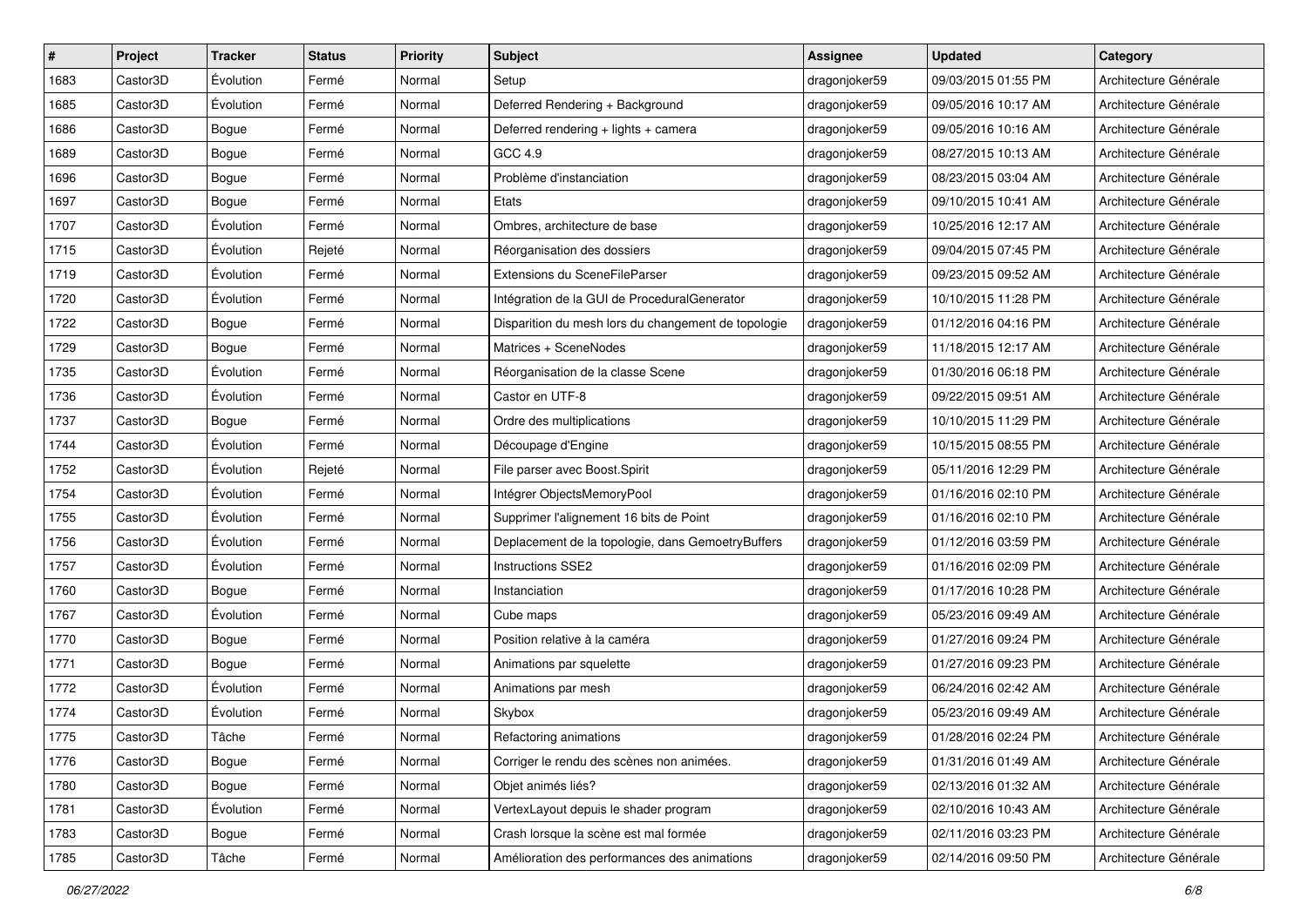| # | Project | Tracker | Status | Priority | Subject | Assignee | Updated | Category |
|---|---|---|---|---|---|---|---|---|
| 1683 | Castor3D | Évolution | Fermé | Normal | Setup | dragonjoker59 | 09/03/2015 01:55 PM | Architecture Générale |
| 1685 | Castor3D | Évolution | Fermé | Normal | Deferred Rendering + Background | dragonjoker59 | 09/05/2016 10:17 AM | Architecture Générale |
| 1686 | Castor3D | Bogue | Fermé | Normal | Deferred rendering + lights + camera | dragonjoker59 | 09/05/2016 10:16 AM | Architecture Générale |
| 1689 | Castor3D | Bogue | Fermé | Normal | GCC 4.9 | dragonjoker59 | 08/27/2015 10:13 AM | Architecture Générale |
| 1696 | Castor3D | Bogue | Fermé | Normal | Problème d'instanciation | dragonjoker59 | 08/23/2015 03:04 AM | Architecture Générale |
| 1697 | Castor3D | Bogue | Fermé | Normal | Etats | dragonjoker59 | 09/10/2015 10:41 AM | Architecture Générale |
| 1707 | Castor3D | Évolution | Fermé | Normal | Ombres, architecture de base | dragonjoker59 | 10/25/2016 12:17 AM | Architecture Générale |
| 1715 | Castor3D | Évolution | Rejeté | Normal | Réorganisation des dossiers | dragonjoker59 | 09/04/2015 07:45 PM | Architecture Générale |
| 1719 | Castor3D | Évolution | Fermé | Normal | Extensions du SceneFileParser | dragonjoker59 | 09/23/2015 09:52 AM | Architecture Générale |
| 1720 | Castor3D | Évolution | Fermé | Normal | Intégration de la GUI de ProceduralGenerator | dragonjoker59 | 10/10/2015 11:28 PM | Architecture Générale |
| 1722 | Castor3D | Bogue | Fermé | Normal | Disparition du mesh lors du changement de topologie | dragonjoker59 | 01/12/2016 04:16 PM | Architecture Générale |
| 1729 | Castor3D | Bogue | Fermé | Normal | Matrices + SceneNodes | dragonjoker59 | 11/18/2015 12:17 AM | Architecture Générale |
| 1735 | Castor3D | Évolution | Fermé | Normal | Réorganisation de la classe Scene | dragonjoker59 | 01/30/2016 06:18 PM | Architecture Générale |
| 1736 | Castor3D | Évolution | Fermé | Normal | Castor en UTF-8 | dragonjoker59 | 09/22/2015 09:51 AM | Architecture Générale |
| 1737 | Castor3D | Bogue | Fermé | Normal | Ordre des multiplications | dragonjoker59 | 10/10/2015 11:29 PM | Architecture Générale |
| 1744 | Castor3D | Évolution | Fermé | Normal | Découpage d'Engine | dragonjoker59 | 10/15/2015 08:55 PM | Architecture Générale |
| 1752 | Castor3D | Évolution | Rejeté | Normal | File parser avec Boost.Spirit | dragonjoker59 | 05/11/2016 12:29 PM | Architecture Générale |
| 1754 | Castor3D | Évolution | Fermé | Normal | Intégrer ObjectsMemoryPool | dragonjoker59 | 01/16/2016 02:10 PM | Architecture Générale |
| 1755 | Castor3D | Évolution | Fermé | Normal | Supprimer l'alignement 16 bits de Point | dragonjoker59 | 01/16/2016 02:10 PM | Architecture Générale |
| 1756 | Castor3D | Évolution | Fermé | Normal | Deplacement de la topologie, dans GemoetryBuffers | dragonjoker59 | 01/12/2016 03:59 PM | Architecture Générale |
| 1757 | Castor3D | Évolution | Fermé | Normal | Instructions SSE2 | dragonjoker59 | 01/16/2016 02:09 PM | Architecture Générale |
| 1760 | Castor3D | Bogue | Fermé | Normal | Instanciation | dragonjoker59 | 01/17/2016 10:28 PM | Architecture Générale |
| 1767 | Castor3D | Évolution | Fermé | Normal | Cube maps | dragonjoker59 | 05/23/2016 09:49 AM | Architecture Générale |
| 1770 | Castor3D | Bogue | Fermé | Normal | Position relative à la caméra | dragonjoker59 | 01/27/2016 09:24 PM | Architecture Générale |
| 1771 | Castor3D | Bogue | Fermé | Normal | Animations par squelette | dragonjoker59 | 01/27/2016 09:23 PM | Architecture Générale |
| 1772 | Castor3D | Évolution | Fermé | Normal | Animations par mesh | dragonjoker59 | 06/24/2016 02:42 AM | Architecture Générale |
| 1774 | Castor3D | Évolution | Fermé | Normal | Skybox | dragonjoker59 | 05/23/2016 09:49 AM | Architecture Générale |
| 1775 | Castor3D | Tâche | Fermé | Normal | Refactoring animations | dragonjoker59 | 01/28/2016 02:24 PM | Architecture Générale |
| 1776 | Castor3D | Bogue | Fermé | Normal | Corriger le rendu des scènes non animées. | dragonjoker59 | 01/31/2016 01:49 AM | Architecture Générale |
| 1780 | Castor3D | Bogue | Fermé | Normal | Objet animés liés? | dragonjoker59 | 02/13/2016 01:32 AM | Architecture Générale |
| 1781 | Castor3D | Évolution | Fermé | Normal | VertexLayout depuis le shader program | dragonjoker59 | 02/10/2016 10:43 AM | Architecture Générale |
| 1783 | Castor3D | Bogue | Fermé | Normal | Crash lorsque la scène est mal formée | dragonjoker59 | 02/11/2016 03:23 PM | Architecture Générale |
| 1785 | Castor3D | Tâche | Fermé | Normal | Amélioration des performances des animations | dragonjoker59 | 02/14/2016 09:50 PM | Architecture Générale |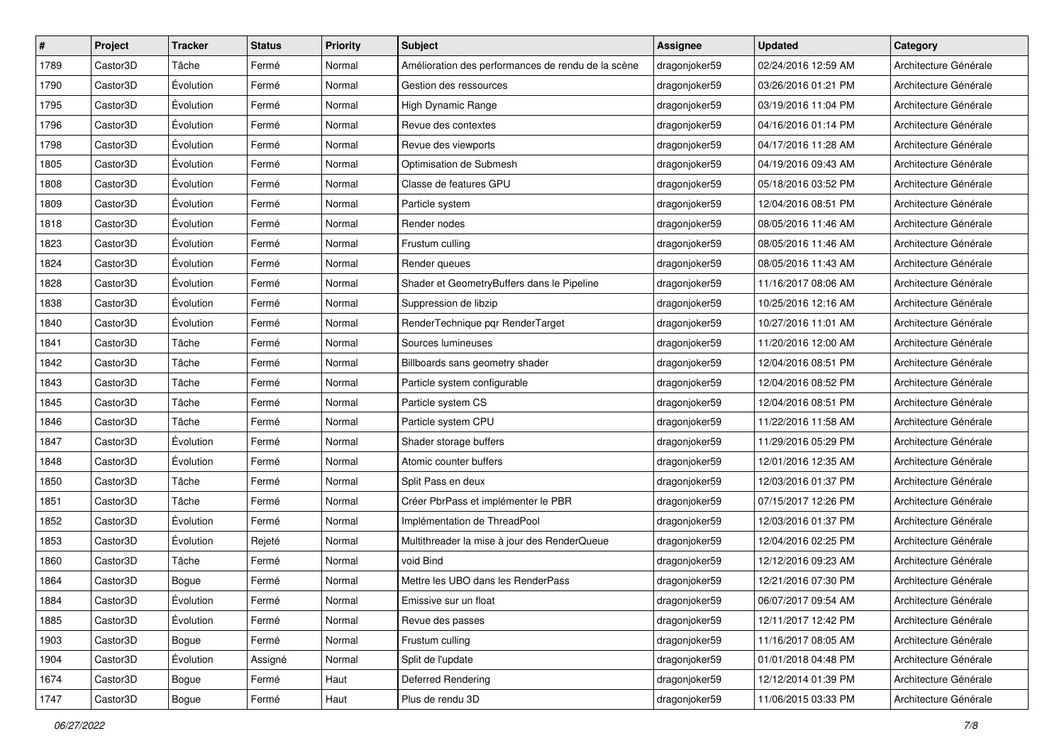| # | Project | Tracker | Status | Priority | Subject | Assignee | Updated | Category |
|---|---|---|---|---|---|---|---|---|
| 1789 | Castor3D | Tâche | Fermé | Normal | Amélioration des performances de rendu de la scène | dragonjoker59 | 02/24/2016 12:59 AM | Architecture Générale |
| 1790 | Castor3D | Évolution | Fermé | Normal | Gestion des ressources | dragonjoker59 | 03/26/2016 01:21 PM | Architecture Générale |
| 1795 | Castor3D | Évolution | Fermé | Normal | High Dynamic Range | dragonjoker59 | 03/19/2016 11:04 PM | Architecture Générale |
| 1796 | Castor3D | Évolution | Fermé | Normal | Revue des contextes | dragonjoker59 | 04/16/2016 01:14 PM | Architecture Générale |
| 1798 | Castor3D | Évolution | Fermé | Normal | Revue des viewports | dragonjoker59 | 04/17/2016 11:28 AM | Architecture Générale |
| 1805 | Castor3D | Évolution | Fermé | Normal | Optimisation de Submesh | dragonjoker59 | 04/19/2016 09:43 AM | Architecture Générale |
| 1808 | Castor3D | Évolution | Fermé | Normal | Classe de features GPU | dragonjoker59 | 05/18/2016 03:52 PM | Architecture Générale |
| 1809 | Castor3D | Évolution | Fermé | Normal | Particle system | dragonjoker59 | 12/04/2016 08:51 PM | Architecture Générale |
| 1818 | Castor3D | Évolution | Fermé | Normal | Render nodes | dragonjoker59 | 08/05/2016 11:46 AM | Architecture Générale |
| 1823 | Castor3D | Évolution | Fermé | Normal | Frustum culling | dragonjoker59 | 08/05/2016 11:46 AM | Architecture Générale |
| 1824 | Castor3D | Évolution | Fermé | Normal | Render queues | dragonjoker59 | 08/05/2016 11:43 AM | Architecture Générale |
| 1828 | Castor3D | Évolution | Fermé | Normal | Shader et GeometryBuffers dans le Pipeline | dragonjoker59 | 11/16/2017 08:06 AM | Architecture Générale |
| 1838 | Castor3D | Évolution | Fermé | Normal | Suppression de libzip | dragonjoker59 | 10/25/2016 12:16 AM | Architecture Générale |
| 1840 | Castor3D | Évolution | Fermé | Normal | RenderTechnique pqr RenderTarget | dragonjoker59 | 10/27/2016 11:01 AM | Architecture Générale |
| 1841 | Castor3D | Tâche | Fermé | Normal | Sources lumineuses | dragonjoker59 | 11/20/2016 12:00 AM | Architecture Générale |
| 1842 | Castor3D | Tâche | Fermé | Normal | Billboards sans geometry shader | dragonjoker59 | 12/04/2016 08:51 PM | Architecture Générale |
| 1843 | Castor3D | Tâche | Fermé | Normal | Particle system configurable | dragonjoker59 | 12/04/2016 08:52 PM | Architecture Générale |
| 1845 | Castor3D | Tâche | Fermé | Normal | Particle system CS | dragonjoker59 | 12/04/2016 08:51 PM | Architecture Générale |
| 1846 | Castor3D | Tâche | Fermé | Normal | Particle system CPU | dragonjoker59 | 11/22/2016 11:58 AM | Architecture Générale |
| 1847 | Castor3D | Évolution | Fermé | Normal | Shader storage buffers | dragonjoker59 | 11/29/2016 05:29 PM | Architecture Générale |
| 1848 | Castor3D | Évolution | Fermé | Normal | Atomic counter buffers | dragonjoker59 | 12/01/2016 12:35 AM | Architecture Générale |
| 1850 | Castor3D | Tâche | Fermé | Normal | Split Pass en deux | dragonjoker59 | 12/03/2016 01:37 PM | Architecture Générale |
| 1851 | Castor3D | Tâche | Fermé | Normal | Créer PbrPass et implémenter le PBR | dragonjoker59 | 07/15/2017 12:26 PM | Architecture Générale |
| 1852 | Castor3D | Évolution | Fermé | Normal | Implémentation de ThreadPool | dragonjoker59 | 12/03/2016 01:37 PM | Architecture Générale |
| 1853 | Castor3D | Évolution | Rejeté | Normal | Multithreader la mise à jour des RenderQueue | dragonjoker59 | 12/04/2016 02:25 PM | Architecture Générale |
| 1860 | Castor3D | Tâche | Fermé | Normal | void Bind | dragonjoker59 | 12/12/2016 09:23 AM | Architecture Générale |
| 1864 | Castor3D | Bogue | Fermé | Normal | Mettre les UBO dans les RenderPass | dragonjoker59 | 12/21/2016 07:30 PM | Architecture Générale |
| 1884 | Castor3D | Évolution | Fermé | Normal | Emissive sur un float | dragonjoker59 | 06/07/2017 09:54 AM | Architecture Générale |
| 1885 | Castor3D | Évolution | Fermé | Normal | Revue des passes | dragonjoker59 | 12/11/2017 12:42 PM | Architecture Générale |
| 1903 | Castor3D | Bogue | Fermé | Normal | Frustum culling | dragonjoker59 | 11/16/2017 08:05 AM | Architecture Générale |
| 1904 | Castor3D | Évolution | Assigné | Normal | Split de l'update | dragonjoker59 | 01/01/2018 04:48 PM | Architecture Générale |
| 1674 | Castor3D | Bogue | Fermé | Haut | Deferred Rendering | dragonjoker59 | 12/12/2014 01:39 PM | Architecture Générale |
| 1747 | Castor3D | Bogue | Fermé | Haut | Plus de rendu 3D | dragonjoker59 | 11/06/2015 03:33 PM | Architecture Générale |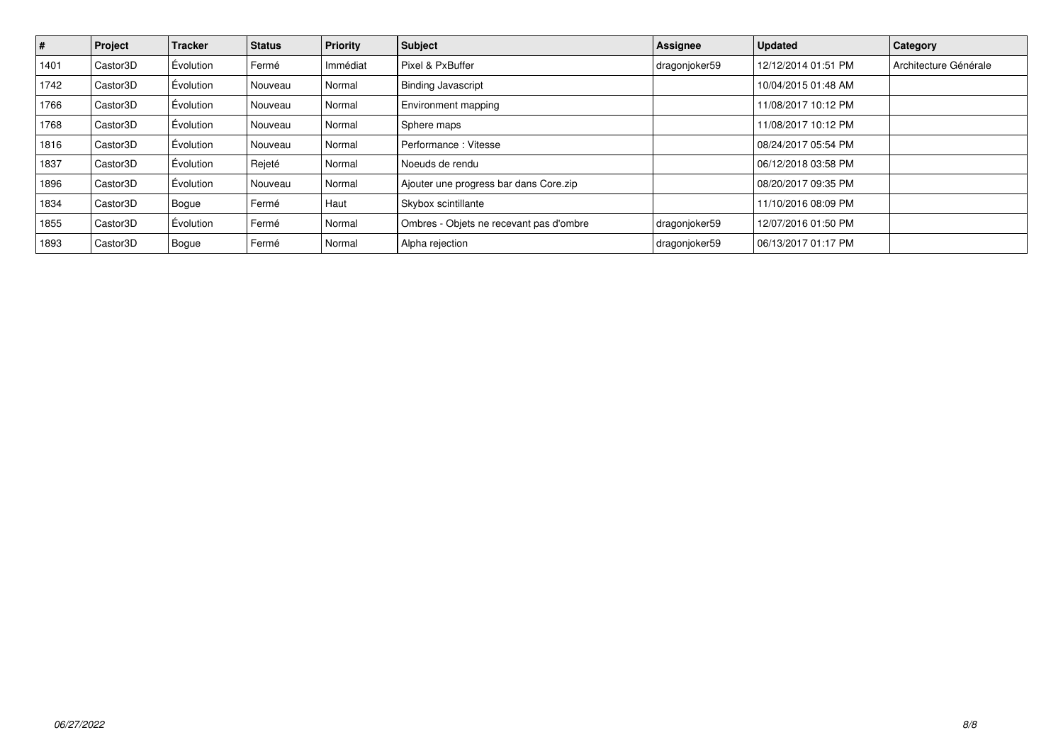| # | Project | Tracker | Status | Priority | Subject | Assignee | Updated | Category |
|---|---|---|---|---|---|---|---|---|
| 1401 | Castor3D | Évolution | Fermé | Immédiat | Pixel & PxBuffer | dragonjoker59 | 12/12/2014 01:51 PM | Architecture Générale |
| 1742 | Castor3D | Évolution | Nouveau | Normal | Binding Javascript | | 10/04/2015 01:48 AM | |
| 1766 | Castor3D | Évolution | Nouveau | Normal | Environment mapping | | 11/08/2017 10:12 PM | |
| 1768 | Castor3D | Évolution | Nouveau | Normal | Sphere maps | | 11/08/2017 10:12 PM | |
| 1816 | Castor3D | Évolution | Nouveau | Normal | Performance : Vitesse | | 08/24/2017 05:54 PM | |
| 1837 | Castor3D | Évolution | Rejeté | Normal | Noeuds de rendu | | 06/12/2018 03:58 PM | |
| 1896 | Castor3D | Évolution | Nouveau | Normal | Ajouter une progress bar dans Core.zip | | 08/20/2017 09:35 PM | |
| 1834 | Castor3D | Bogue | Fermé | Haut | Skybox scintillante | | 11/10/2016 08:09 PM | |
| 1855 | Castor3D | Évolution | Fermé | Normal | Ombres - Objets ne recevant pas d'ombre | dragonjoker59 | 12/07/2016 01:50 PM | |
| 1893 | Castor3D | Bogue | Fermé | Normal | Alpha rejection | dragonjoker59 | 06/13/2017 01:17 PM | |